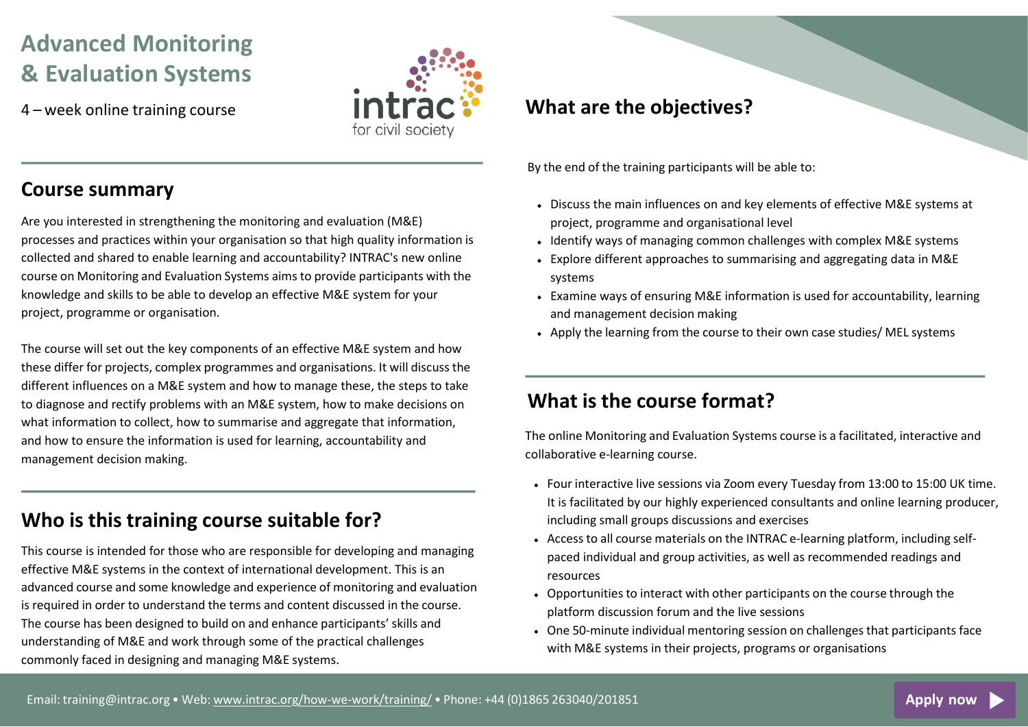# Advanced Monitoring & Evaluation Systems

4 – week online training course

## Course summary

Are you interested in strengthening the monitoring and evaluation (M&E) processes and practices within your organisation so that high quality information is collected and shared to enable learning and accountability? INTRAC's new online course on Monitoring and Evaluation Systems aims to provide participants with the knowledge and skills to be able to develop an effective M&E system for your project, programme or organisation.

The course will set out the key components of an effective M&E system and how these differ for projects, complex programmes and organisations. It will discuss the different influences on a M&E system and how to manage these, the steps to take to diagnose and rectify problems with an M&E system, how to make decisions on what information to collect, how to summarise and aggregate that information, and how to ensure the information is used for learning, accountability and management decision making.

## Who is this training course suitable for?

This course is intended for those who are responsible for developing and managing effective M&E systems in the context of international development. This is an advanced course and some knowledge and experience of monitoring and evaluation is required in order to understand the terms and content discussed in the course. The course has been designed to build on and enhance participants' skills and understanding of M&E and work through some of the practical challenges commonly faced in designing and managing M&E systems.

## What are the objectives?

By the end of the training participants will be able to:

- Discuss the main influences on and key elements of effective M&E systems at project, programme and organisational level
- Identify ways of managing common challenges with complex M&E systems
- Explore different approaches to summarising and aggregating data in M&E systems
- Examine ways of ensuring M&E information is used for accountability, learning and management decision making
- Apply the learning from the course to their own case studies/ MEL systems

## What is the course format?

The online Monitoring and Evaluation Systems course is a facilitated, interactive and collaborative e-learning course.

- Four interactive live sessions via Zoom every Tuesday from 13:00 to 15:00 UK time. It is facilitated by our highly experienced consultants and online learning producer, including small groups discussions and exercises
- Access to all course materials on the INTRAC e-learning platform, including self-paced individual and group activities, as well as recommended readings and resources
- Opportunities to interact with other participants on the course through the platform discussion forum and the live sessions
- One 50-minute individual mentoring session on challenges that participants face with M&E systems in their projects, programs or organisations

Email: training@intrac.org • Web: www.intrac.org/how-we-work/training/ • Phone: +44 (0)1865 263040/201851

Apply now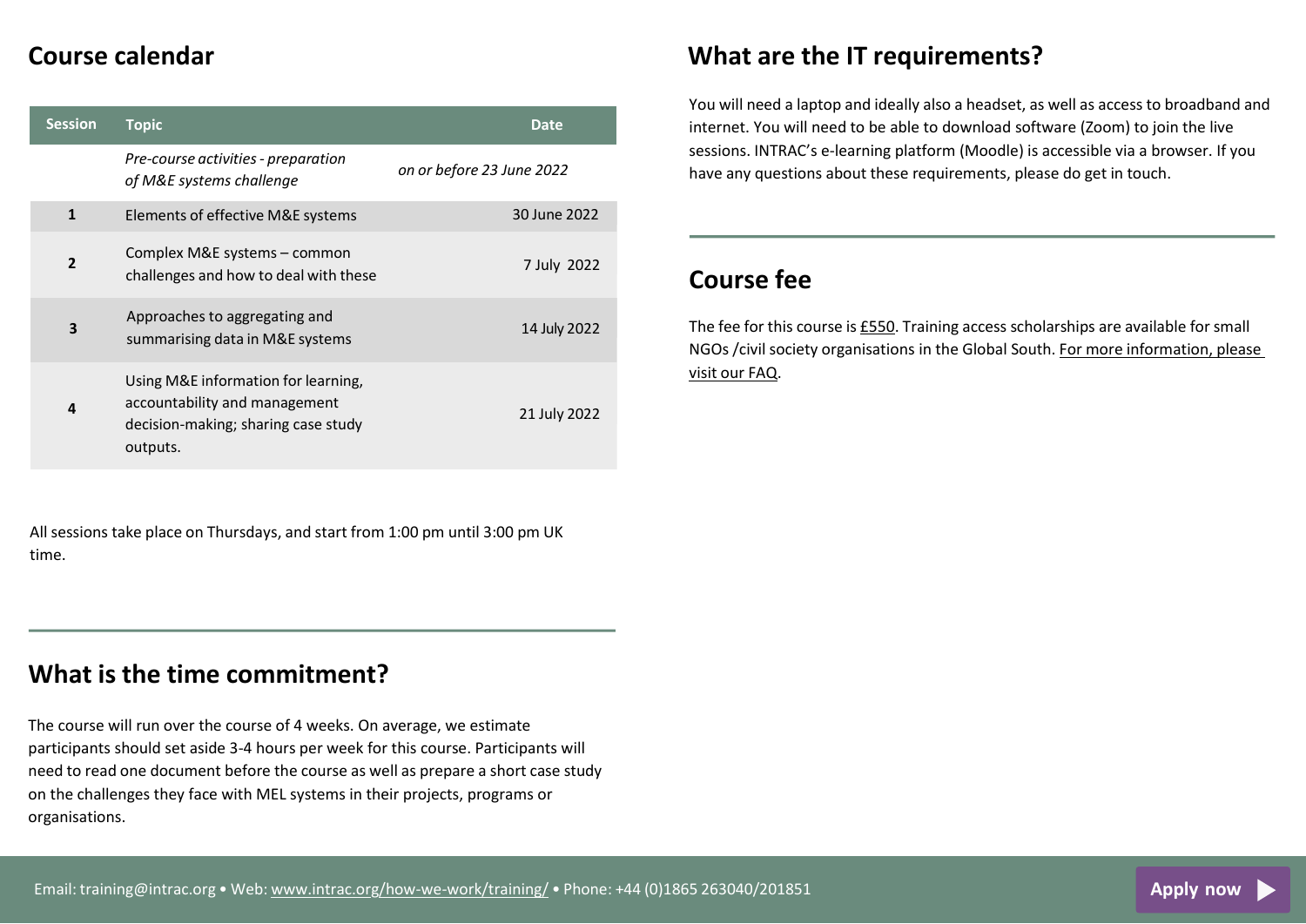## Course calendar

| Session | Topic | Date |
|---|---|---|
| | *Pre-course activities - preparation of M&E systems challenge* | *on or before 23 June 2022* |
| **1** | Elements of effective M&E systems | 30 June 2022 |
| **2** | Complex M&E systems – common challenges and how to deal with these | 7 July 2022 |
| **3** | Approaches to aggregating and summarising data in M&E systems | 14 July 2022 |
| **4** | Using M&E information for learning, accountability and management decision-making; sharing case study outputs. | 21 July 2022 |

All sessions take place on Thursdays, and start from 1:00 pm until 3:00 pm UK time.

## What is the time commitment?

The course will run over the course of 4 weeks. On average, we estimate participants should set aside 3-4 hours per week for this course. Participants will need to read one document before the course as well as prepare a short case study on the challenges they face with MEL systems in their projects, programs or organisations.

## What are the IT requirements?

You will need a laptop and ideally also a headset, as well as access to broadband and internet. You will need to be able to download software (Zoom) to join the live sessions. INTRAC's e-learning platform (Moodle) is accessible via a browser. If you have any questions about these requirements, please do get in touch.

## Course fee

The fee for this course is £550. Training access scholarships are available for small NGOs /civil society organisations in the Global South. For more information, please visit our FAQ.

Email: training@intrac.org • Web: www.intrac.org/how-we-work/training/ • Phone: +44 (0)1865 263040/201851

**Apply now**